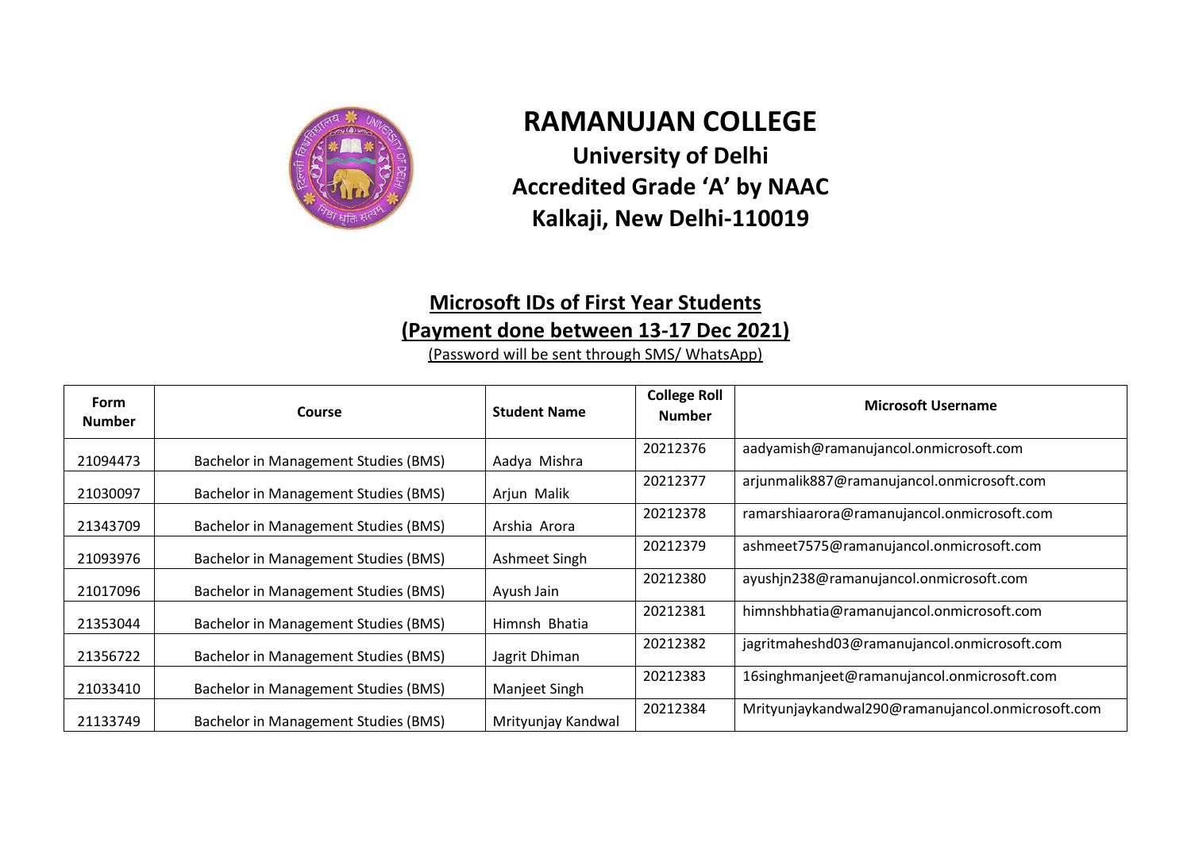# RAMANUJAN COLLEGE

## University of Delhi

## Accredited Grade 'A' by NAAC

## Kalkaji, New Delhi-110019

### Microsoft IDs of First Year Students

### (Payment done between 13-17 Dec 2021)

(Password will be sent through SMS/ WhatsApp)

| Form Number | Course | Student Name | College Roll Number | Microsoft Username |
|---|---|---|---|---|
| 21094473 | Bachelor in Management Studies (BMS) | Aadya Mishra | 20212376 | aadyamish@ramanujancol.onmicrosoft.com |
| 21030097 | Bachelor in Management Studies (BMS) | Arjun Malik | 20212377 | arjunmalik887@ramanujancol.onmicrosoft.com |
| 21343709 | Bachelor in Management Studies (BMS) | Arshia Arora | 20212378 | ramarshiaarora@ramanujancol.onmicrosoft.com |
| 21093976 | Bachelor in Management Studies (BMS) | Ashmeet Singh | 20212379 | ashmeet7575@ramanujancol.onmicrosoft.com |
| 21017096 | Bachelor in Management Studies (BMS) | Ayush Jain | 20212380 | ayushjn238@ramanujancol.onmicrosoft.com |
| 21353044 | Bachelor in Management Studies (BMS) | Himnsh Bhatia | 20212381 | himnshbhatia@ramanujancol.onmicrosoft.com |
| 21356722 | Bachelor in Management Studies (BMS) | Jagrit Dhiman | 20212382 | jagritmaheshd03@ramanujancol.onmicrosoft.com |
| 21033410 | Bachelor in Management Studies (BMS) | Manjeet Singh | 20212383 | 16singhmanjeet@ramanujancol.onmicrosoft.com |
| 21133749 | Bachelor in Management Studies (BMS) | Mrityunjay Kandwal | 20212384 | Mrityunjaykandwal290@ramanujancol.onmicrosoft.com |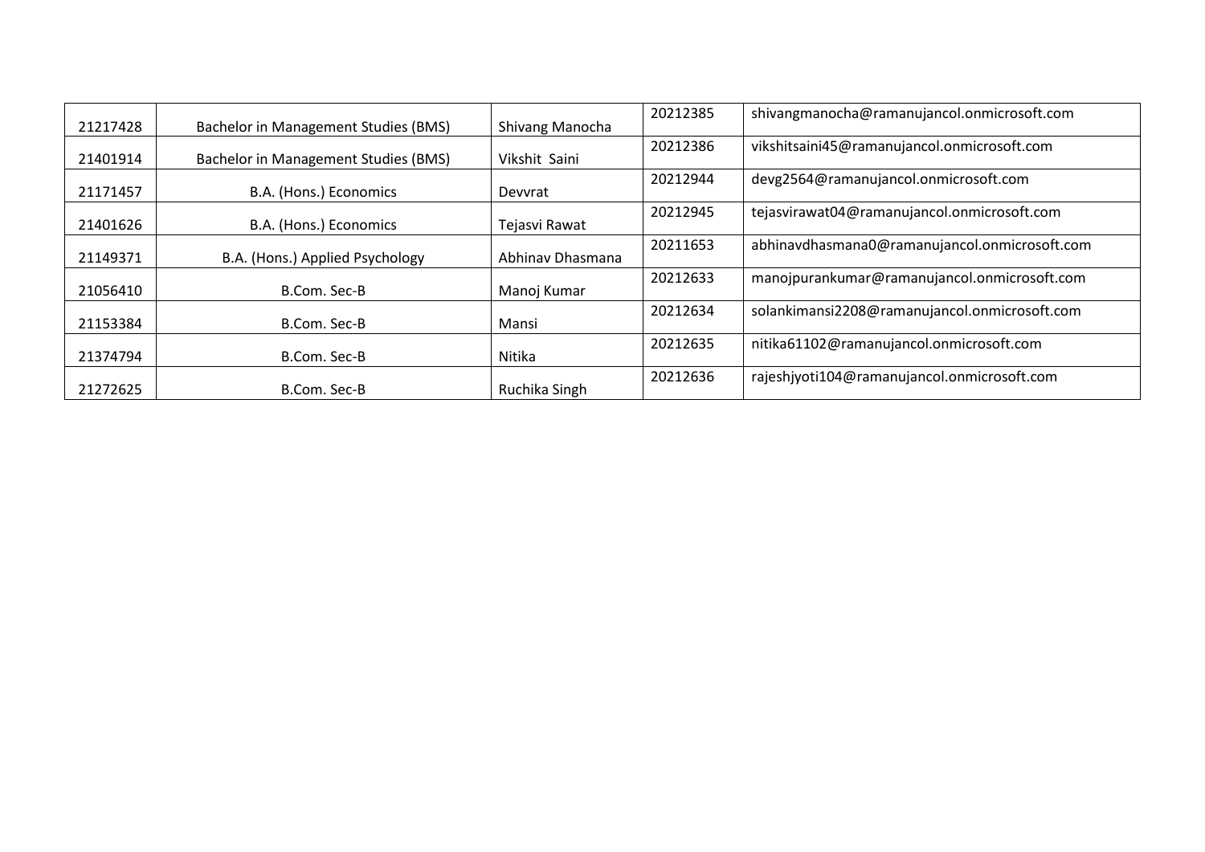| | | | | |
|---|---|---|---|---|
| 21217428 | Bachelor in Management Studies (BMS) | Shivang Manocha | 20212385 | shivangmanocha@ramanujancol.onmicrosoft.com |
| 21401914 | Bachelor in Management Studies (BMS) | Vikshit Saini | 20212386 | vikshitsaini45@ramanujancol.onmicrosoft.com |
| 21171457 | B.A. (Hons.) Economics | Devvrat | 20212944 | devg2564@ramanujancol.onmicrosoft.com |
| 21401626 | B.A. (Hons.) Economics | Tejasvi Rawat | 20212945 | tejasvirawat04@ramanujancol.onmicrosoft.com |
| 21149371 | B.A. (Hons.) Applied Psychology | Abhinav Dhasmana | 20211653 | abhinavdhasmana0@ramanujancol.onmicrosoft.com |
| 21056410 | B.Com. Sec-B | Manoj Kumar | 20212633 | manojpurankumar@ramanujancol.onmicrosoft.com |
| 21153384 | B.Com. Sec-B | Mansi | 20212634 | solankimansi2208@ramanujancol.onmicrosoft.com |
| 21374794 | B.Com. Sec-B | Nitika | 20212635 | nitika61102@ramanujancol.onmicrosoft.com |
| 21272625 | B.Com. Sec-B | Ruchika Singh | 20212636 | rajeshjyoti104@ramanujancol.onmicrosoft.com |